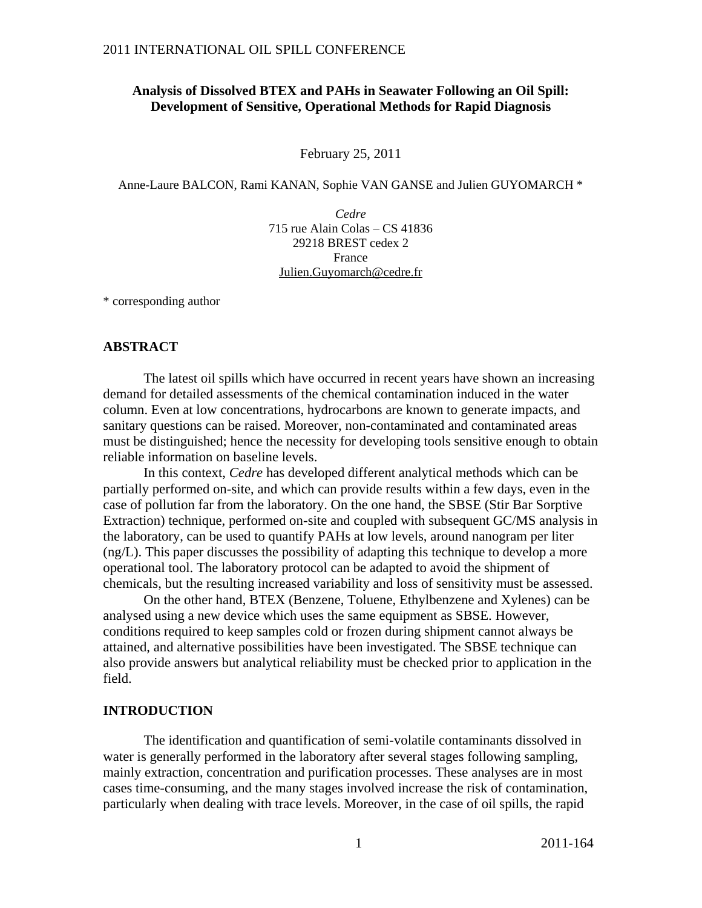# Analysis of Dissolved BTEX and PAHs in Seawater Following an Oil Spill: Development of Sensitive, Operational Methods for Rapid Diagnosis

February 25, 2011

Anne-Laure BALCON, Rami KANAN, Sophie VAN GANSE and Julien GUYOMARCH *

*Cedre*
715 rue Alain Colas – CS 41836
29218 BREST cedex 2
France
Julien.Guyomarch@cedre.fr

* corresponding author

## ABSTRACT

The latest oil spills which have occurred in recent years have shown an increasing demand for detailed assessments of the chemical contamination induced in the water column. Even at low concentrations, hydrocarbons are known to generate impacts, and sanitary questions can be raised. Moreover, non-contaminated and contaminated areas must be distinguished; hence the necessity for developing tools sensitive enough to obtain reliable information on baseline levels.

In this context, *Cedre* has developed different analytical methods which can be partially performed on-site, and which can provide results within a few days, even in the case of pollution far from the laboratory. On the one hand, the SBSE (Stir Bar Sorptive Extraction) technique, performed on-site and coupled with subsequent GC/MS analysis in the laboratory, can be used to quantify PAHs at low levels, around nanogram per liter (ng/L). This paper discusses the possibility of adapting this technique to develop a more operational tool. The laboratory protocol can be adapted to avoid the shipment of chemicals, but the resulting increased variability and loss of sensitivity must be assessed.

On the other hand, BTEX (Benzene, Toluene, Ethylbenzene and Xylenes) can be analysed using a new device which uses the same equipment as SBSE. However, conditions required to keep samples cold or frozen during shipment cannot always be attained, and alternative possibilities have been investigated. The SBSE technique can also provide answers but analytical reliability must be checked prior to application in the field.

## INTRODUCTION

The identification and quantification of semi-volatile contaminants dissolved in water is generally performed in the laboratory after several stages following sampling, mainly extraction, concentration and purification processes. These analyses are in most cases time-consuming, and the many stages involved increase the risk of contamination, particularly when dealing with trace levels. Moreover, in the case of oil spills, the rapid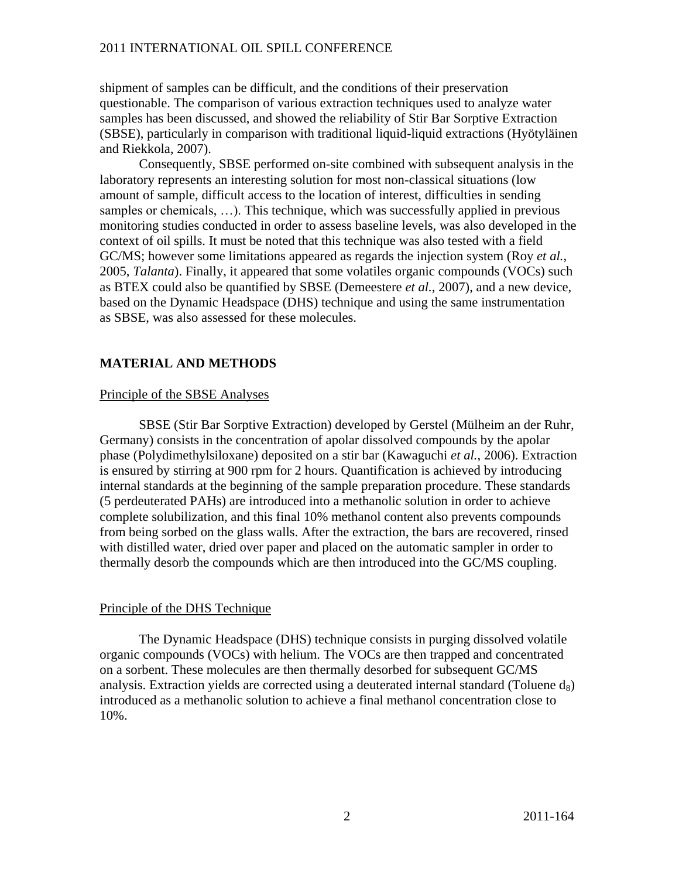shipment of samples can be difficult, and the conditions of their preservation questionable. The comparison of various extraction techniques used to analyze water samples has been discussed, and showed the reliability of Stir Bar Sorptive Extraction (SBSE), particularly in comparison with traditional liquid-liquid extractions (Hyötyläinen and Riekkola, 2007).

Consequently, SBSE performed on-site combined with subsequent analysis in the laboratory represents an interesting solution for most non-classical situations (low amount of sample, difficult access to the location of interest, difficulties in sending samples or chemicals, …). This technique, which was successfully applied in previous monitoring studies conducted in order to assess baseline levels, was also developed in the context of oil spills. It must be noted that this technique was also tested with a field GC/MS; however some limitations appeared as regards the injection system (Roy *et al.*, 2005, *Talanta*). Finally, it appeared that some volatiles organic compounds (VOCs) such as BTEX could also be quantified by SBSE (Demeestere *et al.*, 2007), and a new device, based on the Dynamic Headspace (DHS) technique and using the same instrumentation as SBSE, was also assessed for these molecules.

## MATERIAL AND METHODS

### Principle of the SBSE Analyses

SBSE (Stir Bar Sorptive Extraction) developed by Gerstel (Mülheim an der Ruhr, Germany) consists in the concentration of apolar dissolved compounds by the apolar phase (Polydimethylsiloxane) deposited on a stir bar (Kawaguchi *et al.*, 2006). Extraction is ensured by stirring at 900 rpm for 2 hours. Quantification is achieved by introducing internal standards at the beginning of the sample preparation procedure. These standards (5 perdeuterated PAHs) are introduced into a methanolic solution in order to achieve complete solubilization, and this final 10% methanol content also prevents compounds from being sorbed on the glass walls. After the extraction, the bars are recovered, rinsed with distilled water, dried over paper and placed on the automatic sampler in order to thermally desorb the compounds which are then introduced into the GC/MS coupling.

### Principle of the DHS Technique

The Dynamic Headspace (DHS) technique consists in purging dissolved volatile organic compounds (VOCs) with helium. The VOCs are then trapped and concentrated on a sorbent. These molecules are then thermally desorbed for subsequent GC/MS analysis. Extraction yields are corrected using a deuterated internal standard (Toluene $d_8$) introduced as a methanolic solution to achieve a final methanol concentration close to 10%.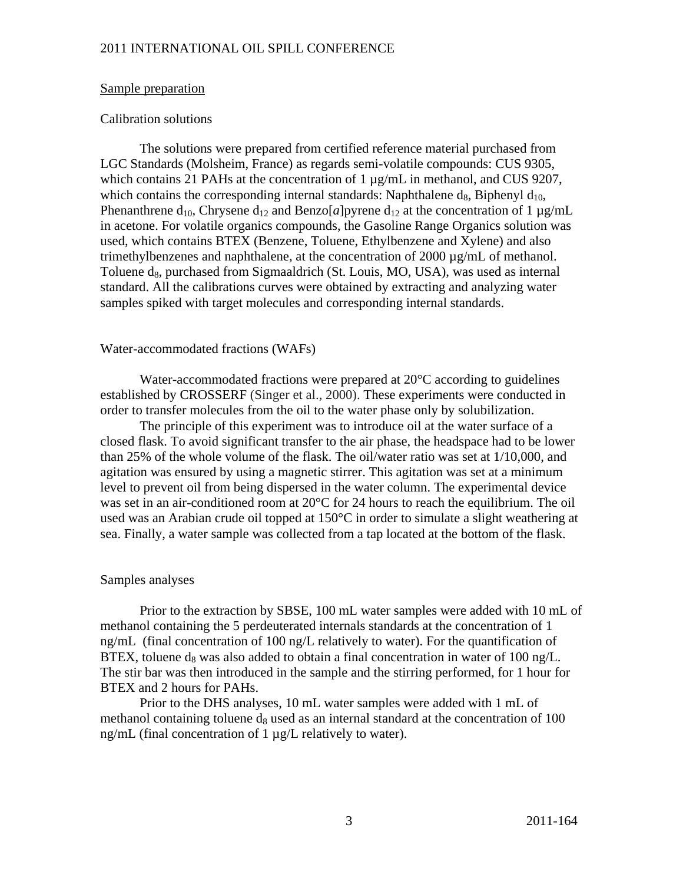## Sample preparation

### Calibration solutions

The solutions were prepared from certified reference material purchased from LGC Standards (Molsheim, France) as regards semi-volatile compounds: CUS 9305, which contains 21 PAHs at the concentration of 1 µg/mL in methanol, and CUS 9207, which contains the corresponding internal standards: Naphthalene $d_8$, Biphenyl $d_{10}$, Phenanthrene $d_{10}$, Chrysene $d_{12}$ and Benzo[*a*]pyrene $d_{12}$ at the concentration of 1 µg/mL in acetone. For volatile organics compounds, the Gasoline Range Organics solution was used, which contains BTEX (Benzene, Toluene, Ethylbenzene and Xylene) and also trimethylbenzenes and naphthalene, at the concentration of 2000 µg/mL of methanol. Toluene $d_8$, purchased from Sigmaaldrich (St. Louis, MO, USA), was used as internal standard. All the calibrations curves were obtained by extracting and analyzing water samples spiked with target molecules and corresponding internal standards.

### Water-accommodated fractions (WAFs)

Water-accommodated fractions were prepared at 20°C according to guidelines established by CROSSERF (Singer et al., 2000). These experiments were conducted in order to transfer molecules from the oil to the water phase only by solubilization.

The principle of this experiment was to introduce oil at the water surface of a closed flask. To avoid significant transfer to the air phase, the headspace had to be lower than 25% of the whole volume of the flask. The oil/water ratio was set at 1/10,000, and agitation was ensured by using a magnetic stirrer. This agitation was set at a minimum level to prevent oil from being dispersed in the water column. The experimental device was set in an air-conditioned room at 20°C for 24 hours to reach the equilibrium. The oil used was an Arabian crude oil topped at 150°C in order to simulate a slight weathering at sea. Finally, a water sample was collected from a tap located at the bottom of the flask.

### Samples analyses

Prior to the extraction by SBSE, 100 mL water samples were added with 10 mL of methanol containing the 5 perdeuterated internals standards at the concentration of 1 ng/mL (final concentration of 100 ng/L relatively to water). For the quantification of BTEX, toluene $d_8$ was also added to obtain a final concentration in water of 100 ng/L. The stir bar was then introduced in the sample and the stirring performed, for 1 hour for BTEX and 2 hours for PAHs.

Prior to the DHS analyses, 10 mL water samples were added with 1 mL of methanol containing toluene $d_8$ used as an internal standard at the concentration of 100 ng/mL (final concentration of 1 µg/L relatively to water).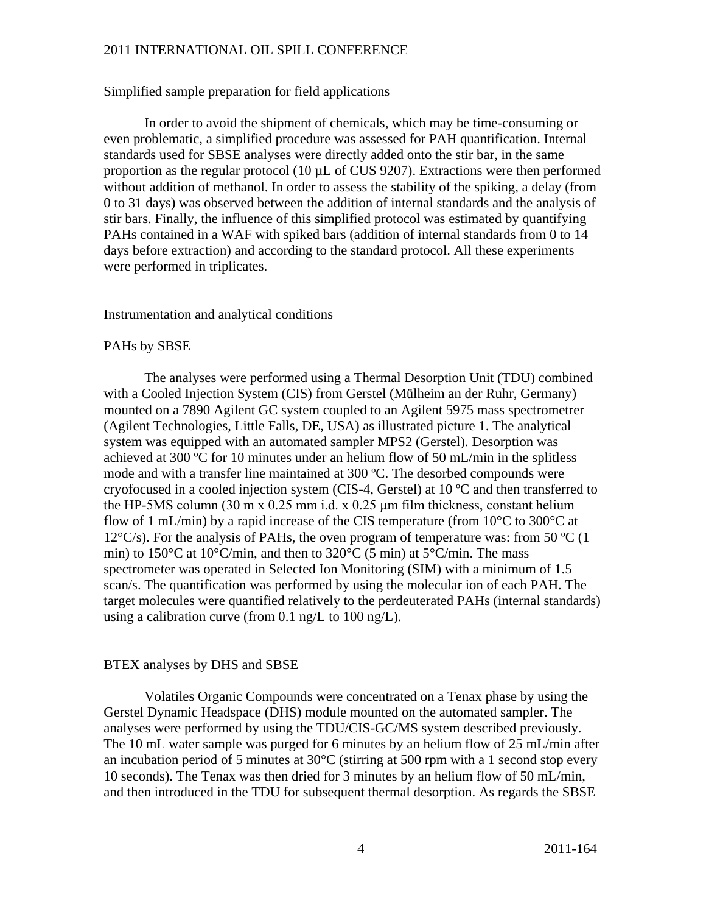Simplified sample preparation for field applications

In order to avoid the shipment of chemicals, which may be time-consuming or even problematic, a simplified procedure was assessed for PAH quantification. Internal standards used for SBSE analyses were directly added onto the stir bar, in the same proportion as the regular protocol (10 µL of CUS 9207). Extractions were then performed without addition of methanol. In order to assess the stability of the spiking, a delay (from 0 to 31 days) was observed between the addition of internal standards and the analysis of stir bars. Finally, the influence of this simplified protocol was estimated by quantifying PAHs contained in a WAF with spiked bars (addition of internal standards from 0 to 14 days before extraction) and according to the standard protocol. All these experiments were performed in triplicates.

## Instrumentation and analytical conditions

### PAHs by SBSE

The analyses were performed using a Thermal Desorption Unit (TDU) combined with a Cooled Injection System (CIS) from Gerstel (Mülheim an der Ruhr, Germany) mounted on a 7890 Agilent GC system coupled to an Agilent 5975 mass spectrometrer (Agilent Technologies, Little Falls, DE, USA) as illustrated picture 1. The analytical system was equipped with an automated sampler MPS2 (Gerstel). Desorption was achieved at 300 ºC for 10 minutes under an helium flow of 50 mL/min in the splitless mode and with a transfer line maintained at 300 ºC. The desorbed compounds were cryofocused in a cooled injection system (CIS-4, Gerstel) at 10 ºC and then transferred to the HP-5MS column (30 m x 0.25 mm i.d. x 0.25 µm film thickness, constant helium flow of 1 mL/min) by a rapid increase of the CIS temperature (from 10°C to 300°C at 12°C/s). For the analysis of PAHs, the oven program of temperature was: from 50 ºC (1 min) to 150°C at 10°C/min, and then to 320°C (5 min) at 5°C/min. The mass spectrometer was operated in Selected Ion Monitoring (SIM) with a minimum of 1.5 scan/s. The quantification was performed by using the molecular ion of each PAH. The target molecules were quantified relatively to the perdeuterated PAHs (internal standards) using a calibration curve (from 0.1 ng/L to 100 ng/L).

### BTEX analyses by DHS and SBSE

Volatiles Organic Compounds were concentrated on a Tenax phase by using the Gerstel Dynamic Headspace (DHS) module mounted on the automated sampler. The analyses were performed by using the TDU/CIS-GC/MS system described previously. The 10 mL water sample was purged for 6 minutes by an helium flow of 25 mL/min after an incubation period of 5 minutes at 30°C (stirring at 500 rpm with a 1 second stop every 10 seconds). The Tenax was then dried for 3 minutes by an helium flow of 50 mL/min, and then introduced in the TDU for subsequent thermal desorption. As regards the SBSE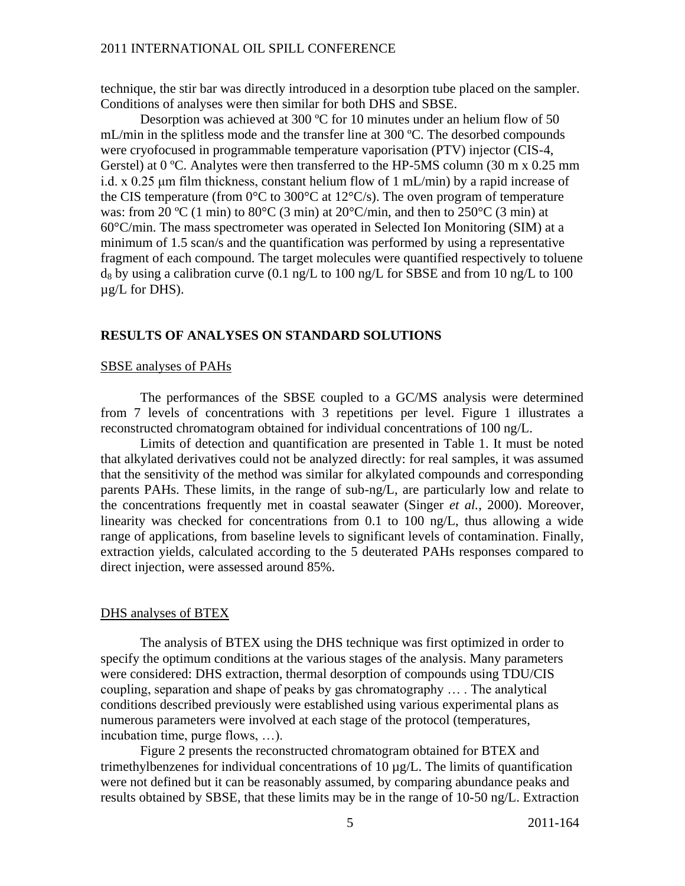technique, the stir bar was directly introduced in a desorption tube placed on the sampler. Conditions of analyses were then similar for both DHS and SBSE.

Desorption was achieved at 300 ºC for 10 minutes under an helium flow of 50 mL/min in the splitless mode and the transfer line at 300 ºC. The desorbed compounds were cryofocused in programmable temperature vaporisation (PTV) injector (CIS-4, Gerstel) at 0 ºC. Analytes were then transferred to the HP-5MS column (30 m x 0.25 mm i.d. x 0.25 µm film thickness, constant helium flow of 1 mL/min) by a rapid increase of the CIS temperature (from 0°C to 300°C at 12°C/s). The oven program of temperature was: from 20 ºC (1 min) to 80°C (3 min) at 20°C/min, and then to 250°C (3 min) at 60°C/min. The mass spectrometer was operated in Selected Ion Monitoring (SIM) at a minimum of 1.5 scan/s and the quantification was performed by using a representative fragment of each compound. The target molecules were quantified respectively to toluene $d_8$ by using a calibration curve (0.1 ng/L to 100 ng/L for SBSE and from 10 ng/L to 100 µg/L for DHS).

## RESULTS OF ANALYSES ON STANDARD SOLUTIONS

### SBSE analyses of PAHs

The performances of the SBSE coupled to a GC/MS analysis were determined from 7 levels of concentrations with 3 repetitions per level. Figure 1 illustrates a reconstructed chromatogram obtained for individual concentrations of 100 ng/L.

Limits of detection and quantification are presented in Table 1. It must be noted that alkylated derivatives could not be analyzed directly: for real samples, it was assumed that the sensitivity of the method was similar for alkylated compounds and corresponding parents PAHs. These limits, in the range of sub-ng/L, are particularly low and relate to the concentrations frequently met in coastal seawater (Singer *et al.*, 2000). Moreover, linearity was checked for concentrations from 0.1 to 100 ng/L, thus allowing a wide range of applications, from baseline levels to significant levels of contamination. Finally, extraction yields, calculated according to the 5 deuterated PAHs responses compared to direct injection, were assessed around 85%.

### DHS analyses of BTEX

The analysis of BTEX using the DHS technique was first optimized in order to specify the optimum conditions at the various stages of the analysis. Many parameters were considered: DHS extraction, thermal desorption of compounds using TDU/CIS coupling, separation and shape of peaks by gas chromatography … . The analytical conditions described previously were established using various experimental plans as numerous parameters were involved at each stage of the protocol (temperatures, incubation time, purge flows, …).

Figure 2 presents the reconstructed chromatogram obtained for BTEX and trimethylbenzenes for individual concentrations of 10 µg/L. The limits of quantification were not defined but it can be reasonably assumed, by comparing abundance peaks and results obtained by SBSE, that these limits may be in the range of 10-50 ng/L. Extraction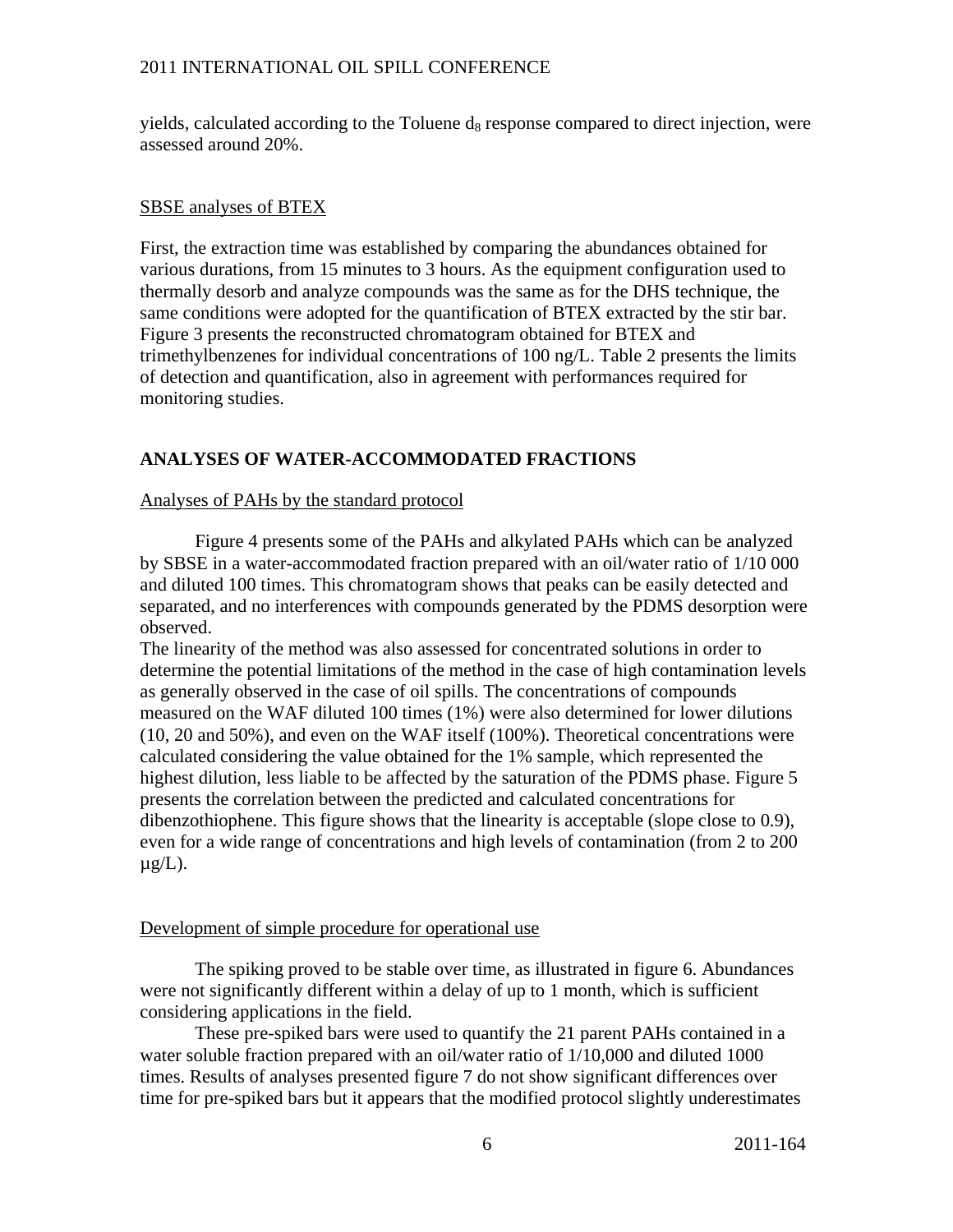yields, calculated according to the Toluene $d_8$ response compared to direct injection, were assessed around 20%.

SBSE analyses of BTEX

First, the extraction time was established by comparing the abundances obtained for various durations, from 15 minutes to 3 hours. As the equipment configuration used to thermally desorb and analyze compounds was the same as for the DHS technique, the same conditions were adopted for the quantification of BTEX extracted by the stir bar. Figure 3 presents the reconstructed chromatogram obtained for BTEX and trimethylbenzenes for individual concentrations of 100 ng/L. Table 2 presents the limits of detection and quantification, also in agreement with performances required for monitoring studies.

## ANALYSES OF WATER-ACCOMMODATED FRACTIONS

Analyses of PAHs by the standard protocol

Figure 4 presents some of the PAHs and alkylated PAHs which can be analyzed by SBSE in a water-accommodated fraction prepared with an oil/water ratio of 1/10 000 and diluted 100 times. This chromatogram shows that peaks can be easily detected and separated, and no interferences with compounds generated by the PDMS desorption were observed.
The linearity of the method was also assessed for concentrated solutions in order to determine the potential limitations of the method in the case of high contamination levels as generally observed in the case of oil spills. The concentrations of compounds measured on the WAF diluted 100 times (1%) were also determined for lower dilutions (10, 20 and 50%), and even on the WAF itself (100%). Theoretical concentrations were calculated considering the value obtained for the 1% sample, which represented the highest dilution, less liable to be affected by the saturation of the PDMS phase. Figure 5 presents the correlation between the predicted and calculated concentrations for dibenzothiophene. This figure shows that the linearity is acceptable (slope close to 0.9), even for a wide range of concentrations and high levels of contamination (from 2 to 200 µg/L).

Development of simple procedure for operational use

The spiking proved to be stable over time, as illustrated in figure 6. Abundances were not significantly different within a delay of up to 1 month, which is sufficient considering applications in the field.

These pre-spiked bars were used to quantify the 21 parent PAHs contained in a water soluble fraction prepared with an oil/water ratio of 1/10,000 and diluted 1000 times. Results of analyses presented figure 7 do not show significant differences over time for pre-spiked bars but it appears that the modified protocol slightly underestimates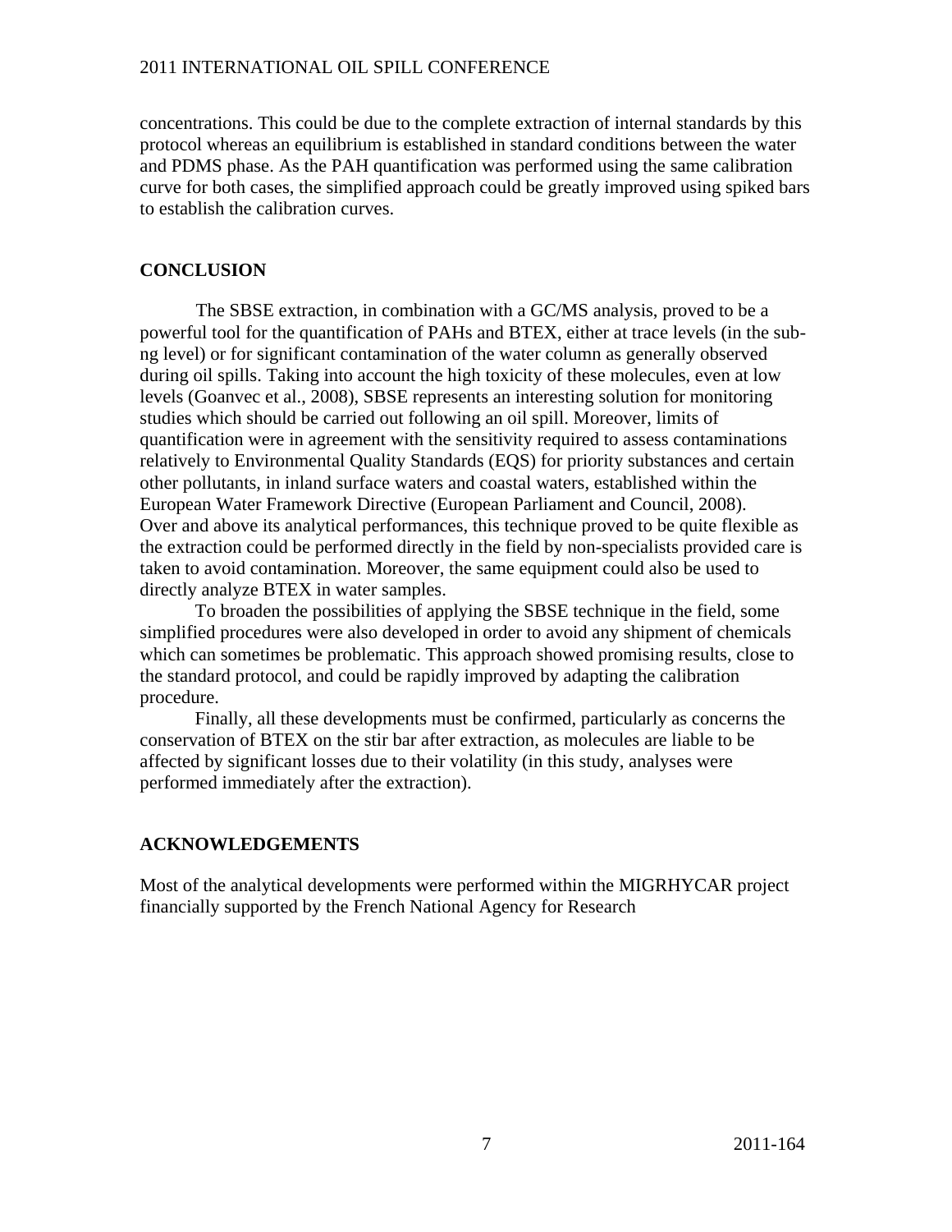concentrations. This could be due to the complete extraction of internal standards by this protocol whereas an equilibrium is established in standard conditions between the water and PDMS phase. As the PAH quantification was performed using the same calibration curve for both cases, the simplified approach could be greatly improved using spiked bars to establish the calibration curves.

## CONCLUSION

The SBSE extraction, in combination with a GC/MS analysis, proved to be a powerful tool for the quantification of PAHs and BTEX, either at trace levels (in the sub-ng level) or for significant contamination of the water column as generally observed during oil spills. Taking into account the high toxicity of these molecules, even at low levels (Goanvec et al., 2008), SBSE represents an interesting solution for monitoring studies which should be carried out following an oil spill. Moreover, limits of quantification were in agreement with the sensitivity required to assess contaminations relatively to Environmental Quality Standards (EQS) for priority substances and certain other pollutants, in inland surface waters and coastal waters, established within the European Water Framework Directive (European Parliament and Council, 2008). Over and above its analytical performances, this technique proved to be quite flexible as the extraction could be performed directly in the field by non-specialists provided care is taken to avoid contamination. Moreover, the same equipment could also be used to directly analyze BTEX in water samples.

To broaden the possibilities of applying the SBSE technique in the field, some simplified procedures were also developed in order to avoid any shipment of chemicals which can sometimes be problematic. This approach showed promising results, close to the standard protocol, and could be rapidly improved by adapting the calibration procedure.

Finally, all these developments must be confirmed, particularly as concerns the conservation of BTEX on the stir bar after extraction, as molecules are liable to be affected by significant losses due to their volatility (in this study, analyses were performed immediately after the extraction).

## ACKNOWLEDGEMENTS

Most of the analytical developments were performed within the MIGRHYCAR project financially supported by the French National Agency for Research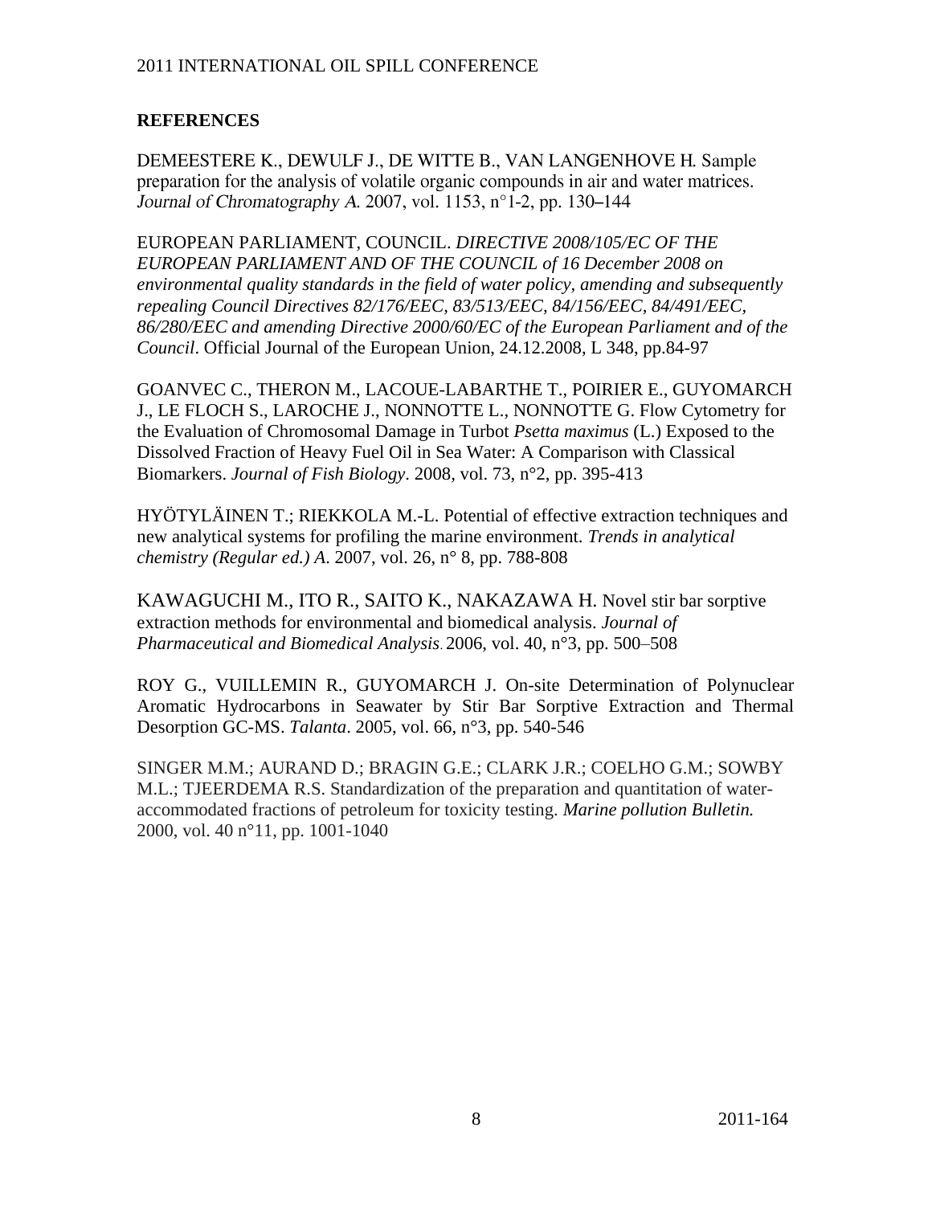## REFERENCES

DEMEESTERE K., DEWULF J., DE WITTE B., VAN LANGENHOVE H. Sample preparation for the analysis of volatile organic compounds in air and water matrices. *Journal of Chromatography A*. 2007, vol. 1153, n°1-2, pp. 130–144

EUROPEAN PARLIAMENT, COUNCIL. *DIRECTIVE 2008/105/EC OF THE EUROPEAN PARLIAMENT AND OF THE COUNCIL of 16 December 2008 on environmental quality standards in the field of water policy, amending and subsequently repealing Council Directives 82/176/EEC, 83/513/EEC, 84/156/EEC, 84/491/EEC, 86/280/EEC and amending Directive 2000/60/EC of the European Parliament and of the Council*. Official Journal of the European Union, 24.12.2008, L 348, pp.84-97

GOANVEC C., THERON M., LACOUE-LABARTHE T., POIRIER E., GUYOMARCH J., LE FLOCH S., LAROCHE J., NONNOTTE L., NONNOTTE G. Flow Cytometry for the Evaluation of Chromosomal Damage in Turbot *Psetta maximus* (L.) Exposed to the Dissolved Fraction of Heavy Fuel Oil in Sea Water: A Comparison with Classical Biomarkers. *Journal of Fish Biology*. 2008, vol. 73, n°2, pp. 395-413

HYÖTYLÄINEN T.; RIEKKOLA M.-L. Potential of effective extraction techniques and new analytical systems for profiling the marine environment. *Trends in analytical chemistry (Regular ed.) A*. 2007, vol. 26, n° 8, pp. 788-808

KAWAGUCHI M., ITO R., SAITO K., NAKAZAWA H. Novel stir bar sorptive extraction methods for environmental and biomedical analysis. *Journal of Pharmaceutical and Biomedical Analysis*. 2006, vol. 40, n°3, pp. 500–508

ROY G., VUILLEMIN R., GUYOMARCH J. On-site Determination of Polynuclear Aromatic Hydrocarbons in Seawater by Stir Bar Sorptive Extraction and Thermal Desorption GC-MS. *Talanta*. 2005, vol. 66, n°3, pp. 540-546

SINGER M.M.; AURAND D.; BRAGIN G.E.; CLARK J.R.; COELHO G.M.; SOWBY M.L.; TJEERDEMA R.S. Standardization of the preparation and quantitation of water-accommodated fractions of petroleum for toxicity testing. *Marine pollution Bulletin.* 2000, vol. 40 n°11, pp. 1001-1040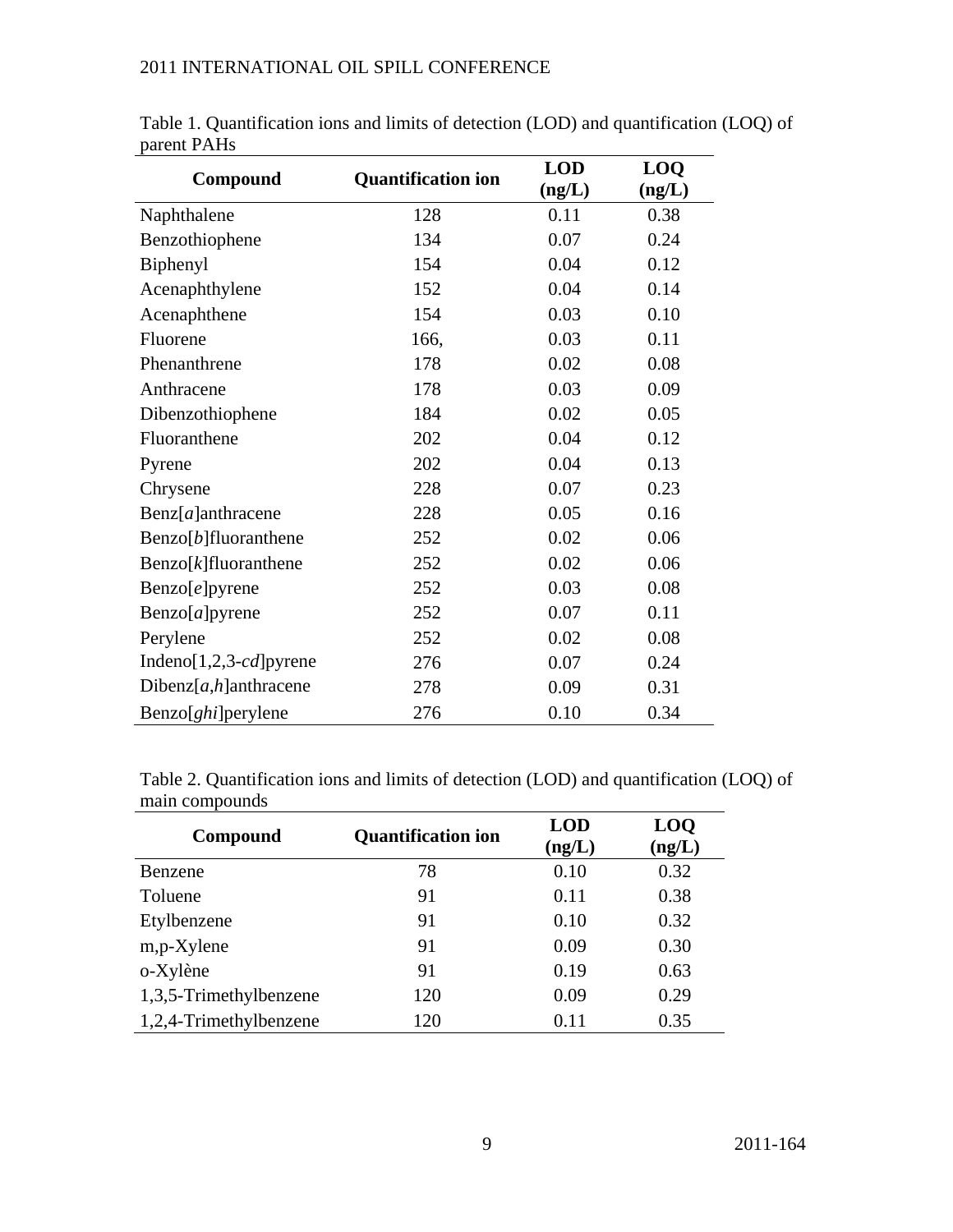Table 1. Quantification ions and limits of detection (LOD) and quantification (LOQ) of parent PAHs

| Compound | Quantification ion | LOD (ng/L) | LOQ (ng/L) |
|---|---|---|---|
| Naphthalene | 128 | 0.11 | 0.38 |
| Benzothiophene | 134 | 0.07 | 0.24 |
| Biphenyl | 154 | 0.04 | 0.12 |
| Acenaphthylene | 152 | 0.04 | 0.14 |
| Acenaphthene | 154 | 0.03 | 0.10 |
| Fluorene | 166, | 0.03 | 0.11 |
| Phenanthrene | 178 | 0.02 | 0.08 |
| Anthracene | 178 | 0.03 | 0.09 |
| Dibenzothiophene | 184 | 0.02 | 0.05 |
| Fluoranthene | 202 | 0.04 | 0.12 |
| Pyrene | 202 | 0.04 | 0.13 |
| Chrysene | 228 | 0.07 | 0.23 |
| Benz[*a*]anthracene | 228 | 0.05 | 0.16 |
| Benzo[*b*]fluoranthene | 252 | 0.02 | 0.06 |
| Benzo[*k*]fluoranthene | 252 | 0.02 | 0.06 |
| Benzo[*e*]pyrene | 252 | 0.03 | 0.08 |
| Benzo[*a*]pyrene | 252 | 0.07 | 0.11 |
| Perylene | 252 | 0.02 | 0.08 |
| Indeno[1,2,3-*cd*]pyrene | 276 | 0.07 | 0.24 |
| Dibenz[*a,h*]anthracene | 278 | 0.09 | 0.31 |
| Benzo[*ghi*]perylene | 276 | 0.10 | 0.34 |

Table 2. Quantification ions and limits of detection (LOD) and quantification (LOQ) of main compounds

| Compound | Quantification ion | LOD (ng/L) | LOQ (ng/L) |
|---|---|---|---|
| Benzene | 78 | 0.10 | 0.32 |
| Toluene | 91 | 0.11 | 0.38 |
| Etylbenzene | 91 | 0.10 | 0.32 |
| m,p-Xylene | 91 | 0.09 | 0.30 |
| o-Xylène | 91 | 0.19 | 0.63 |
| 1,3,5-Trimethylbenzene | 120 | 0.09 | 0.29 |
| 1,2,4-Trimethylbenzene | 120 | 0.11 | 0.35 |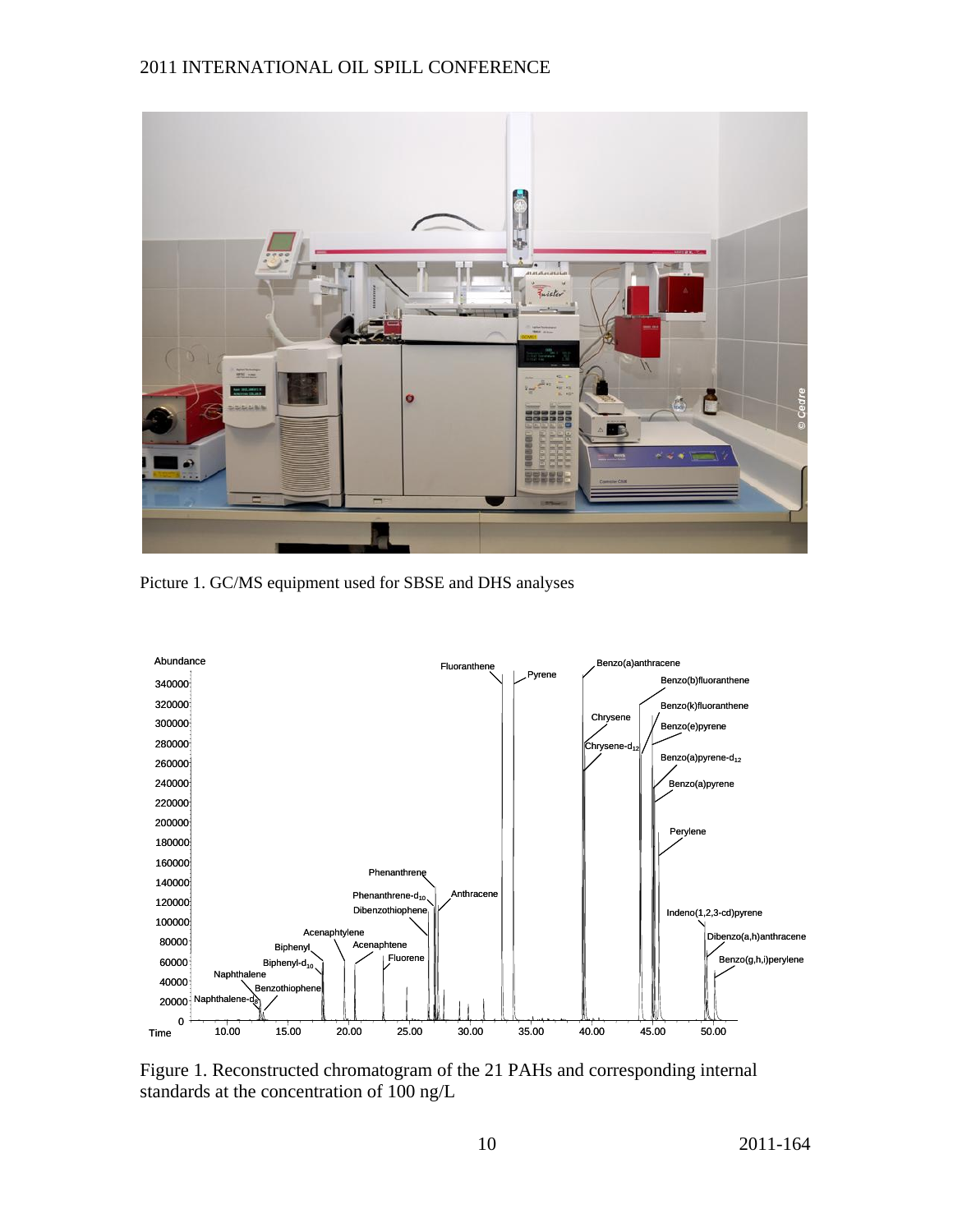Picture 1. GC/MS equipment used for SBSE and DHS analyses

Figure 1. Reconstructed chromatogram of the 21 PAHs and corresponding internal standards at the concentration of 100 ng/L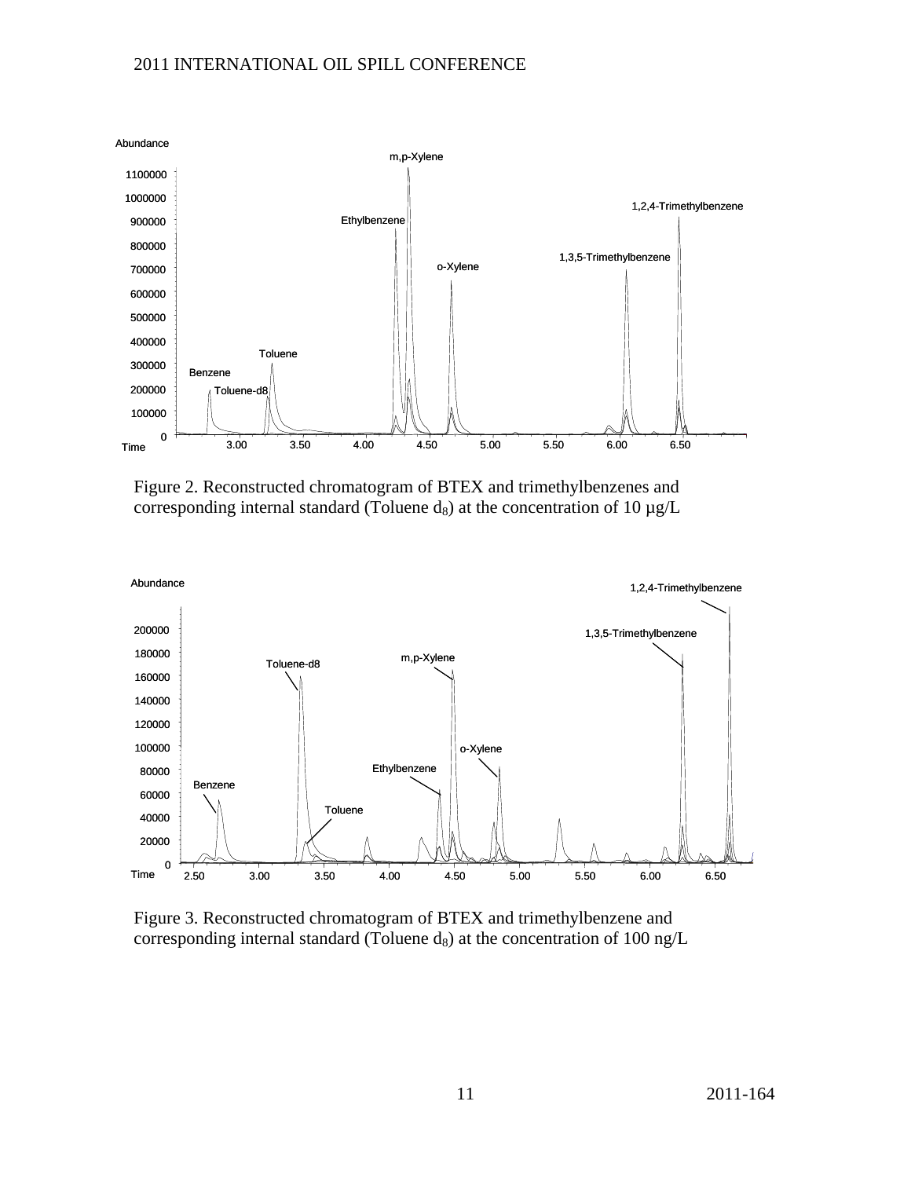Figure 2. Reconstructed chromatogram of BTEX and trimethylbenzenes and corresponding internal standard (Toluene $d_8$) at the concentration of 10 µg/L

Figure 3. Reconstructed chromatogram of BTEX and trimethylbenzene and corresponding internal standard (Toluene $d_8$) at the concentration of 100 ng/L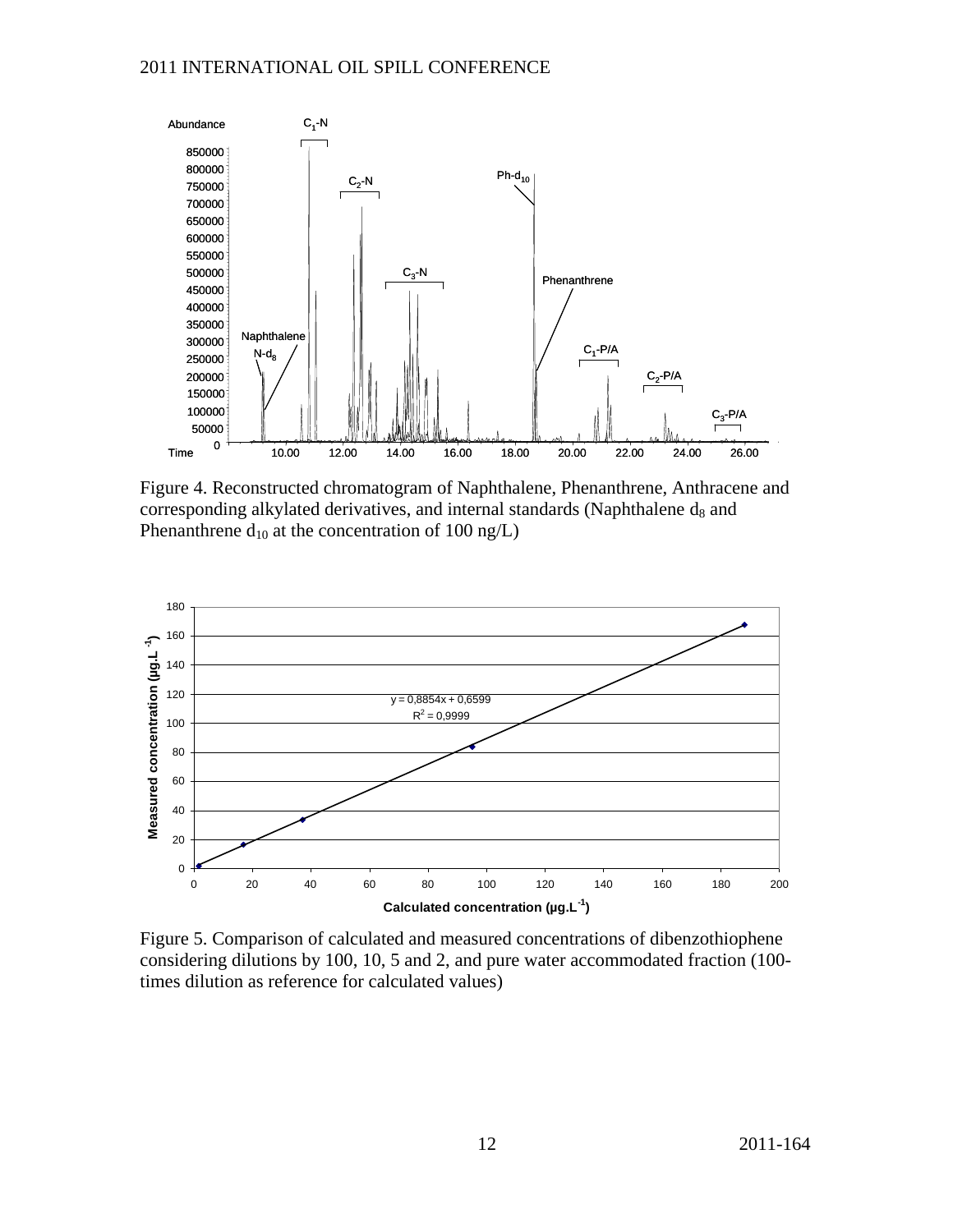Figure 4. Reconstructed chromatogram of Naphthalene, Phenanthrene, Anthracene and corresponding alkylated derivatives, and internal standards (Naphthalene $d_8$ and Phenanthrene $d_{10}$ at the concentration of 100 ng/L)

Figure 5. Comparison of calculated and measured concentrations of dibenzothiophene considering dilutions by 100, 10, 5 and 2, and pure water accommodated fraction (100-times dilution as reference for calculated values)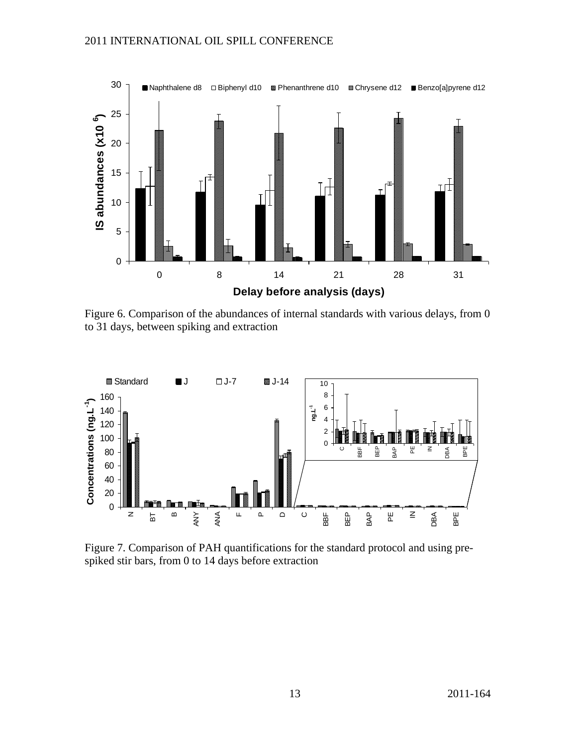30
25
20
15
10
5
0

Naphthalene d8 Biphenyl d10 Phenanthrene d10 Chrysene d12 Benzo[a]pyrene d12

IS abundances (x10 $^{6}$)

0 8 14 21 28 31

Delay before analysis (days)

Figure 6. Comparison of the abundances of internal standards with various delays, from 0 to 31 days, between spiking and extraction

Standard J J-7 J-14

Concentrations (ng.L$^{-1}$)

160
140
120
100
80
60
40
20
0

N BT B ANY ANA F P D C BBF BEP BAP PE IN DBA BPE

10
8
6
4
2
0

ng.L$^{-1}$

C BBF BEP BAP PE IN DBA BPE

Figure 7. Comparison of PAH quantifications for the standard protocol and using pre-spiked stir bars, from 0 to 14 days before extraction